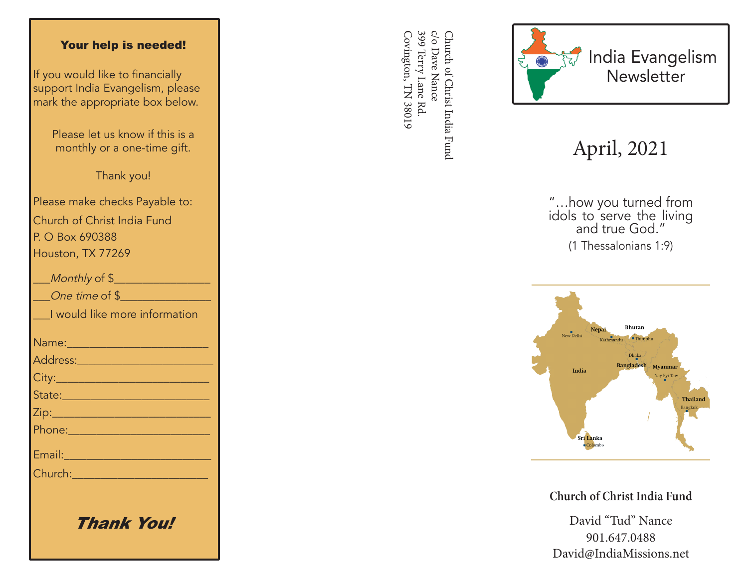## Your help is needed!

If you would like to financially support India Evangelism, please mark the appropriate box below.

Please let us know if this is a monthly or a one-time gift.

Thank you!

Please make checks Payable to:
Church of Christ India Fund
P. O Box 690388
Houston, TX 77269

___*Monthly* of $________________

___*One time* of $_______________

___I would like more information

Name:________________________

Address:______________________

City:_________________________

State:________________________

Zip:__________________________

Phone:_______________________

Email:________________________

Church:______________________

***Thank You!***

Church of Christ India Fund
c/o Dave Nance
399 Terry Lane Rd.
Covington, TN 38019

# India Evangelism Newsletter

## April, 2021

"…how you turned from idols to serve the living and true God."
(1 Thessalonians 1:9)

Nepal, Bhutan, New Delhi, Kathmandu, Thimphu, Dhaka, India, Bangladesh, Myanmar, Nay Pyi Taw, Thailand, Bangkok, Sri Lanka, Colombo

**Church of Christ India Fund**

David "Tud" Nance
901.647.0488
David@IndiaMissions.net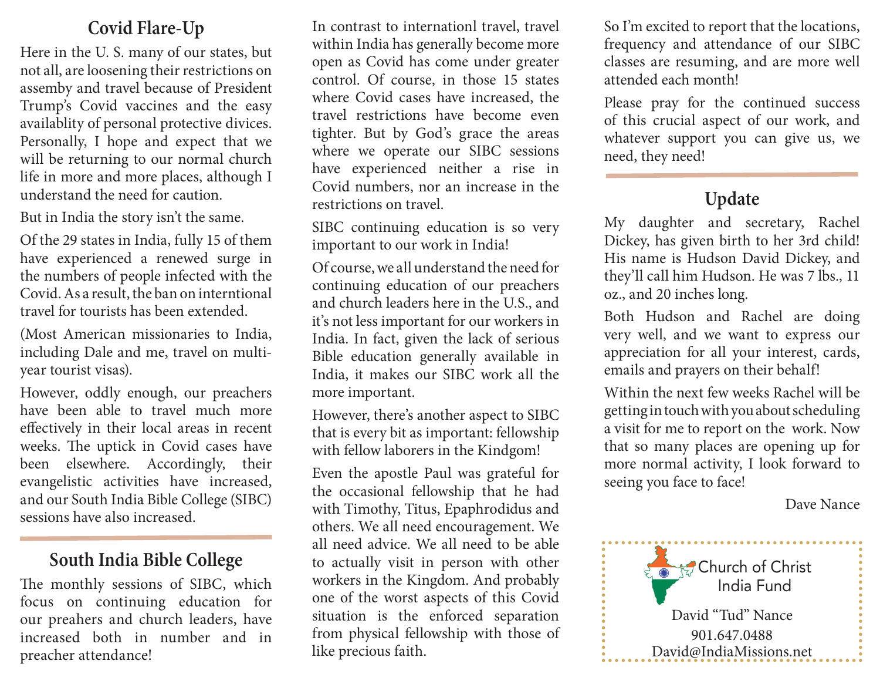## Covid Flare-Up

Here in the U. S. many of our states, but not all, are loosening their restrictions on assemby and travel because of President Trump's Covid vaccines and the easy availablity of personal protective divices. Personally, I hope and expect that we will be returning to our normal church life in more and more places, although I understand the need for caution.

But in India the story isn't the same.

Of the 29 states in India, fully 15 of them have experienced a renewed surge in the numbers of people infected with the Covid. As a result, the ban on interntional travel for tourists has been extended.

(Most American missionaries to India, including Dale and me, travel on multi-year tourist visas).

However, oddly enough, our preachers have been able to travel much more effectively in their local areas in recent weeks. The uptick in Covid cases have been elsewhere. Accordingly, their evangelistic activities have increased, and our South India Bible College (SIBC) sessions have also increased.

## South India Bible College

The monthly sessions of SIBC, which focus on continuing education for our preahers and church leaders, have increased both in number and in preacher attendance!

In contrast to internationl travel, travel within India has generally become more open as Covid has come under greater control. Of course, in those 15 states where Covid cases have increased, the travel restrictions have become even tighter. But by God's grace the areas where we operate our SIBC sessions have experienced neither a rise in Covid numbers, nor an increase in the restrictions on travel.

SIBC continuing education is so very important to our work in India!

Of course, we all understand the need for continuing education of our preachers and church leaders here in the U.S., and it's not less important for our workers in India. In fact, given the lack of serious Bible education generally available in India, it makes our SIBC work all the more important.

However, there's another aspect to SIBC that is every bit as important: fellowship with fellow laborers in the Kindgom!

Even the apostle Paul was grateful for the occasional fellowship that he had with Timothy, Titus, Epaphrodidus and others. We all need encouragement. We all need advice. We all need to be able to actually visit in person with other workers in the Kingdom. And probably one of the worst aspects of this Covid situation is the enforced separation from physical fellowship with those of like precious faith.

So I'm excited to report that the locations, frequency and attendance of our SIBC classes are resuming, and are more well attended each month!

Please pray for the continued success of this crucial aspect of our work, and whatever support you can give us, we need, they need!

## Update

My daughter and secretary, Rachel Dickey, has given birth to her 3rd child! His name is Hudson David Dickey, and they'll call him Hudson. He was 7 lbs., 11 oz., and 20 inches long.

Both Hudson and Rachel are doing very well, and we want to express our appreciation for all your interest, cards, emails and prayers on their behalf!

Within the next few weeks Rachel will be getting in touch with you about scheduling a visit for me to report on the work. Now that so many places are opening up for more normal activity, I look forward to seeing you face to face!

Dave Nance

Church of Christ
India Fund

David "Tud" Nance
901.647.0488
David@IndiaMissions.net